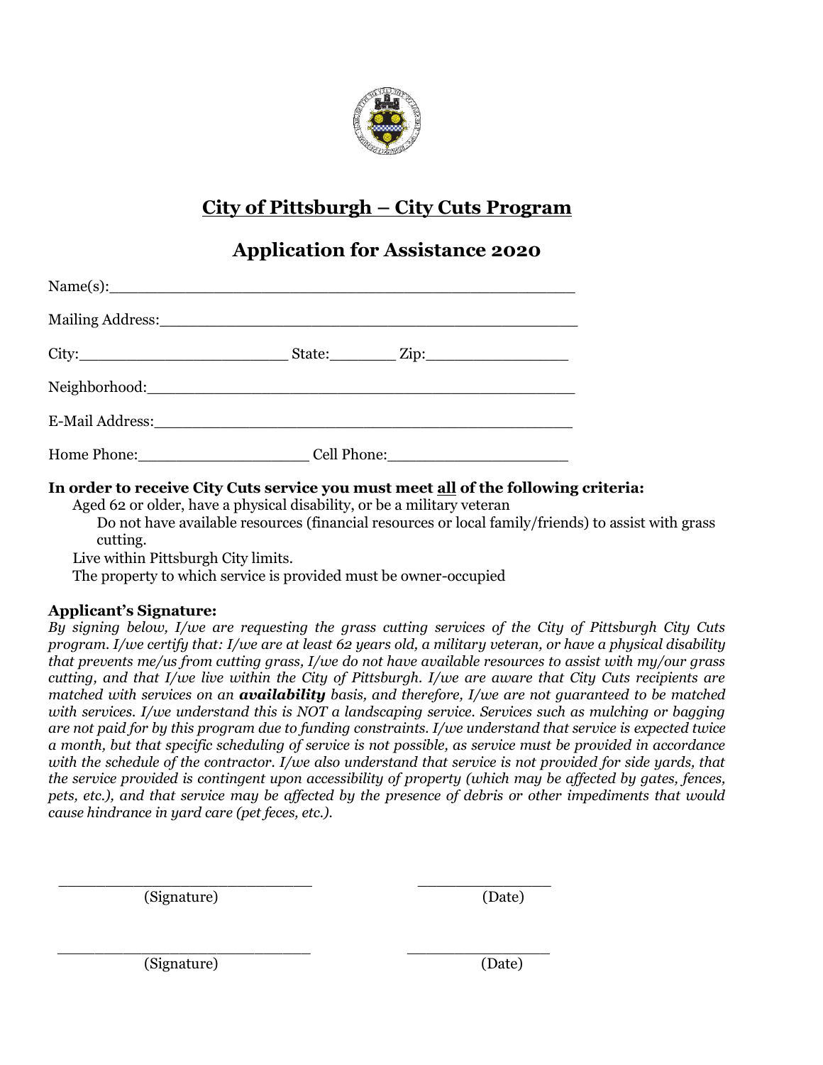## City of Pittsburgh – City Cuts Program

## Application for Assistance 2020

Name(s):_______________________________________________

Mailing Address:___________________________________________

City:______________________ State:_______ Zip:_______________

Neighborhood:____________________________________________

E-Mail Address:____________________________________________

Home Phone:__________________ Cell Phone:___________________

**In order to receive City Cuts service you must meet all of the following criteria:**

- Aged 62 or older, have a physical disability, or be a military veteran
- Do not have available resources (financial resources or local family/friends) to assist with grass cutting.
- Live within Pittsburgh City limits.
- The property to which service is provided must be owner-occupied

**Applicant's Signature:**

*By signing below, I/we are requesting the grass cutting services of the City of Pittsburgh City Cuts program. I/we certify that: I/we are at least 62 years old, a military veteran, or have a physical disability that prevents me/us from cutting grass, I/we do not have available resources to assist with my/our grass cutting, and that I/we live within the City of Pittsburgh. I/we are aware that City Cuts recipients are matched with services on an* ***availability*** *basis, and therefore, I/we are not guaranteed to be matched with services. I/we understand this is NOT a landscaping service. Services such as mulching or bagging are not paid for by this program due to funding constraints. I/we understand that service is expected twice a month, but that specific scheduling of service is not possible, as service must be provided in accordance with the schedule of the contractor. I/we also understand that service is not provided for side yards, that the service provided is contingent upon accessibility of property (which may be affected by gates, fences, pets, etc.), and that service may be affected by the presence of debris or other impediments that would cause hindrance in yard care (pet feces, etc.).*

___________________________ _______________

(Signature) (Date)

___________________________ _______________

(Signature) (Date)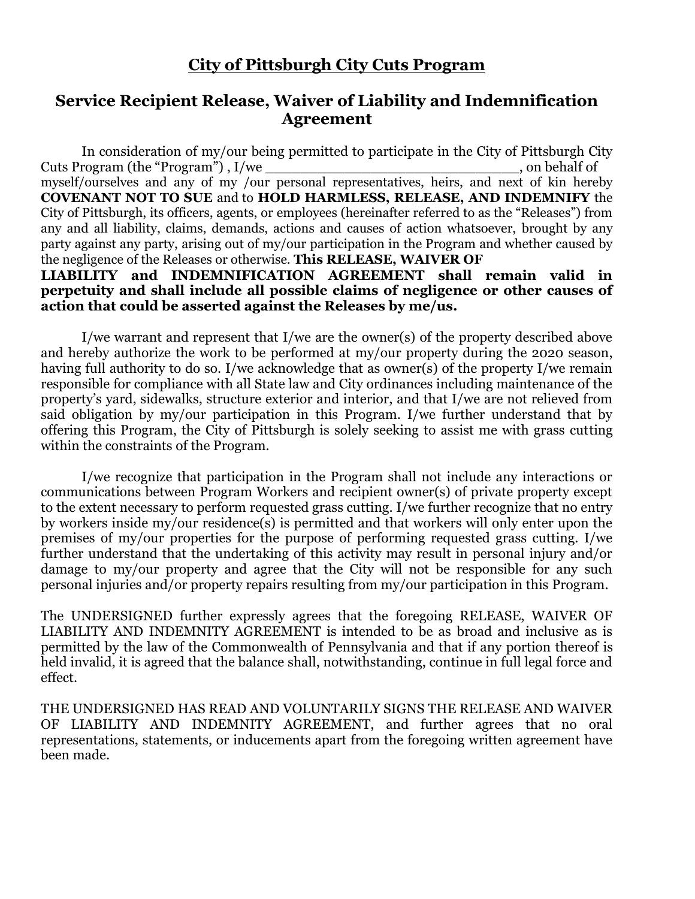## City of Pittsburgh City Cuts Program

## Service Recipient Release, Waiver of Liability and Indemnification Agreement

In consideration of my/our being permitted to participate in the City of Pittsburgh City Cuts Program (the "Program") , I/we ______________________________, on behalf of myself/ourselves and any of my /our personal representatives, heirs, and next of kin hereby **COVENANT NOT TO SUE** and to **HOLD HARMLESS, RELEASE, AND INDEMNIFY** the City of Pittsburgh, its officers, agents, or employees (hereinafter referred to as the "Releases") from any and all liability, claims, demands, actions and causes of action whatsoever, brought by any party against any party, arising out of my/our participation in the Program and whether caused by the negligence of the Releases or otherwise. **This RELEASE, WAIVER OF LIABILITY and INDEMNIFICATION AGREEMENT shall remain valid in perpetuity and shall include all possible claims of negligence or other causes of action that could be asserted against the Releases by me/us.**

I/we warrant and represent that I/we are the owner(s) of the property described above and hereby authorize the work to be performed at my/our property during the 2020 season, having full authority to do so. I/we acknowledge that as owner(s) of the property I/we remain responsible for compliance with all State law and City ordinances including maintenance of the property's yard, sidewalks, structure exterior and interior, and that I/we are not relieved from said obligation by my/our participation in this Program. I/we further understand that by offering this Program, the City of Pittsburgh is solely seeking to assist me with grass cutting within the constraints of the Program.

I/we recognize that participation in the Program shall not include any interactions or communications between Program Workers and recipient owner(s) of private property except to the extent necessary to perform requested grass cutting. I/we further recognize that no entry by workers inside my/our residence(s) is permitted and that workers will only enter upon the premises of my/our properties for the purpose of performing requested grass cutting. I/we further understand that the undertaking of this activity may result in personal injury and/or damage to my/our property and agree that the City will not be responsible for any such personal injuries and/or property repairs resulting from my/our participation in this Program.

The UNDERSIGNED further expressly agrees that the foregoing RELEASE, WAIVER OF LIABILITY AND INDEMNITY AGREEMENT is intended to be as broad and inclusive as is permitted by the law of the Commonwealth of Pennsylvania and that if any portion thereof is held invalid, it is agreed that the balance shall, notwithstanding, continue in full legal force and effect.

THE UNDERSIGNED HAS READ AND VOLUNTARILY SIGNS THE RELEASE AND WAIVER OF LIABILITY AND INDEMNITY AGREEMENT, and further agrees that no oral representations, statements, or inducements apart from the foregoing written agreement have been made.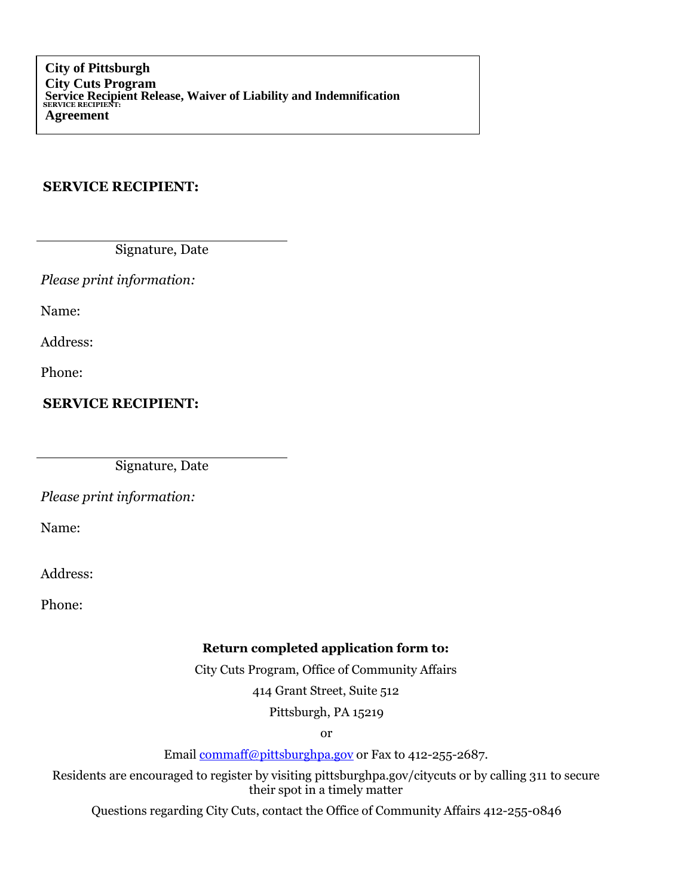**City of Pittsburgh**
**City Cuts Program**
**Service Recipient Release, Waiver of Liability and Indemnification**
**SERVICE RECIPIENT:**
**Agreement**

**SERVICE RECIPIENT:**

\_\_\_\_\_\_\_\_\_\_\_\_\_\_\_\_\_\_\_\_\_\_\_\_\_\_\_\_\_\_\_\_\_\_\_\_

Signature, Date

*Please print information:*

Name:

Address:

Phone:

**SERVICE RECIPIENT:**

\_\_\_\_\_\_\_\_\_\_\_\_\_\_\_\_\_\_\_\_\_\_\_\_\_\_\_\_\_\_\_\_\_\_\_\_

Signature, Date

*Please print information:*

Name:

Address:

Phone:

**Return completed application form to:**

City Cuts Program, Office of Community Affairs

414 Grant Street, Suite 512

Pittsburgh, PA 15219

or

Email commaff@pittsburghpa.gov or Fax to 412-255-2687.

Residents are encouraged to register by visiting pittsburghpa.gov/citycuts or by calling 311 to secure their spot in a timely matter

Questions regarding City Cuts, contact the Office of Community Affairs 412-255-0846